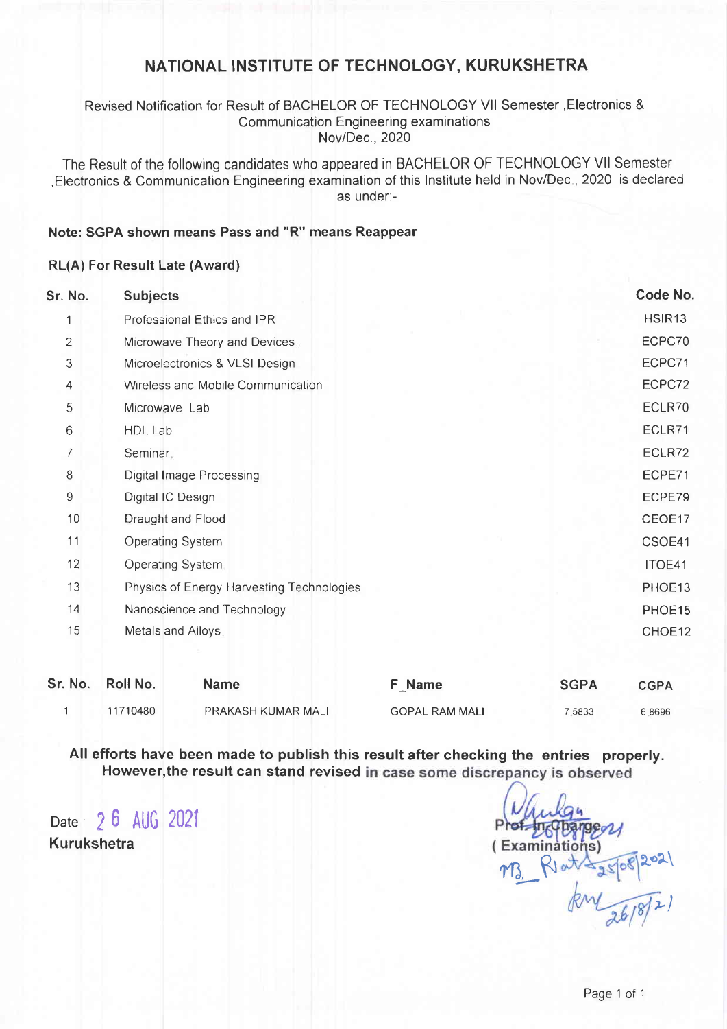# NATIONAL INSTITUTE OF TECHNOLOGY, KURUKSHETRA

Revised Notification for Result of BACHELOR OF TECHNOLOGY VII Semester ,Electronics & Communication Engineering examinations
Nov/Dec., 2020

The Result of the following candidates who appeared in BACHELOR OF TECHNOLOGY VII Semester ,Electronics & Communication Engineering examination of this Institute held in Nov/Dec., 2020 is declared as under:-

**Note: SGPA shown means Pass and "R" means Reappear**

**RL(A) For Result Late (Award)**

| Sr. No. | Subjects | Code No. |
|---|---|---|
| 1 | Professional Ethics and IPR | HSIR13 |
| 2 | Microwave Theory and Devices | ECPC70 |
| 3 | Microelectronics & VLSI Design | ECPC71 |
| 4 | Wireless and Mobile Communication | ECPC72 |
| 5 | Microwave Lab | ECLR70 |
| 6 | HDL Lab | ECLR71 |
| 7 | Seminar | ECLR72 |
| 8 | Digital Image Processing | ECPE71 |
| 9 | Digital IC Design | ECPE79 |
| 10 | Draught and Flood | CEOE17 |
| 11 | Operating System | CSOE41 |
| 12 | Operating System | ITOE41 |
| 13 | Physics of Energy Harvesting Technologies | PHOE13 |
| 14 | Nanoscience and Technology | PHOE15 |
| 15 | Metals and Alloys | CHOE12 |

| Sr. No. | Roll No. | Name | F_Name | SGPA | CGPA |
|---|---|---|---|---|---|
| 1 | 11710480 | PRAKASH KUMAR MALI | GOPAL RAM MALI | 7.5833 | 6.8696 |

**All efforts have been made to publish this result after checking the entries properly. However,the result can stand revised in case some discrepancy is observed**

Date : 26 AUG 2021
**Kurukshetra**

Prof. In Charge
( Examinations)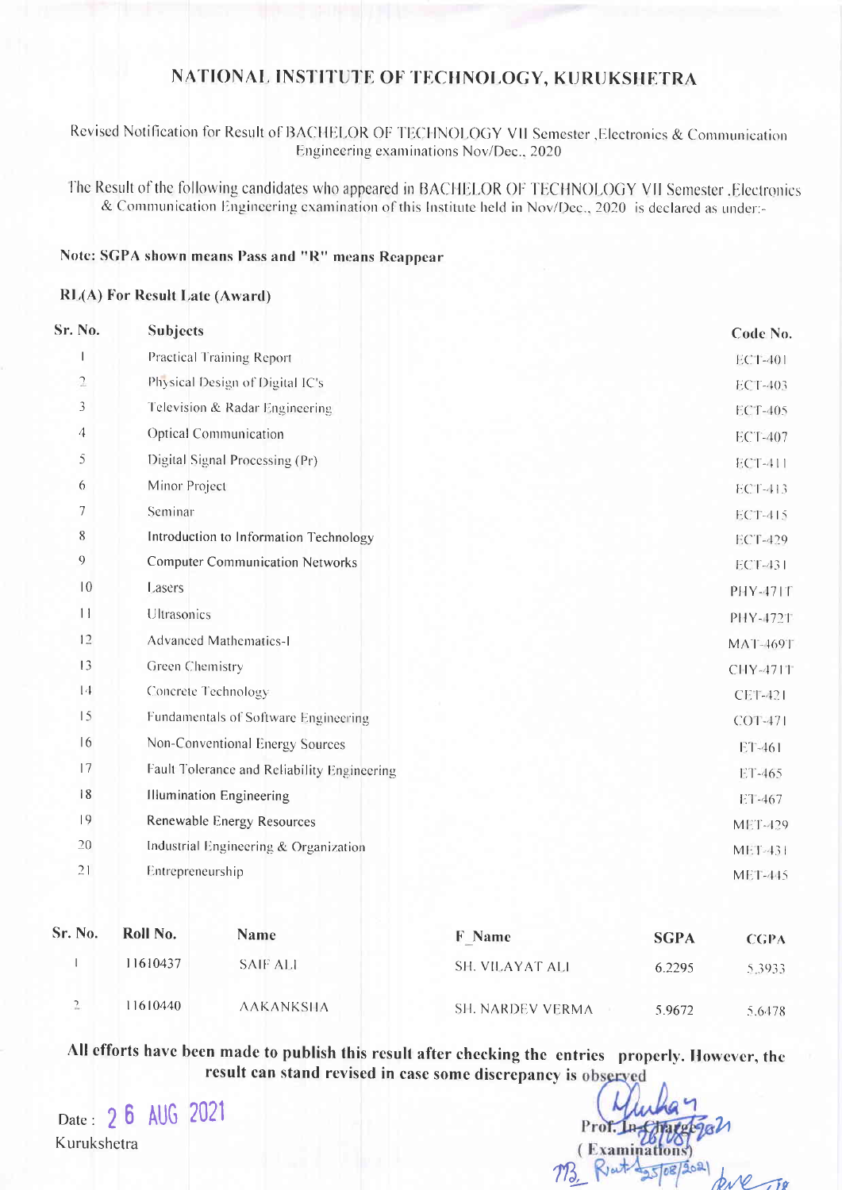# NATIONAL INSTITUTE OF TECHNOLOGY, KURUKSHETRA

Revised Notification for Result of BACHELOR OF TECHNOLOGY VII Semester ,Electronics & Communication Engineering examinations Nov/Dec., 2020

The Result of the following candidates who appeared in BACHELOR OF TECHNOLOGY VII Semester ,Electronics & Communication Engineering examination of this Institute held in Nov/Dec., 2020 is declared as under:-

**Note: SGPA shown means Pass and "R" means Reappear**

**RL(A) For Result Late (Award)**

| Sr. No. | Subjects | Code No. |
|---|---|---|
| 1 | Practical Training Report | ECT-401 |
| 2 | Physical Design of Digital IC's | ECT-403 |
| 3 | Television & Radar Engineering | ECT-405 |
| 4 | Optical Communication | ECT-407 |
| 5 | Digital Signal Processing (Pr) | ECT-411 |
| 6 | Minor Project | ECT-413 |
| 7 | Seminar | ECT-415 |
| 8 | Introduction to Information Technology | ECT-429 |
| 9 | Computer Communication Networks | ECT-431 |
| 10 | Lasers | PHY-471T |
| 11 | Ultrasonics | PHY-472T |
| 12 | Advanced Mathematics-I | MAT-469T |
| 13 | Green Chemistry | CHY-471T |
| 14 | Concrete Technology | CET-421 |
| 15 | Fundamentals of Software Engineering | COT-471 |
| 16 | Non-Conventional Energy Sources | ET-461 |
| 17 | Fault Tolerance and Reliability Engineering | ET-465 |
| 18 | Illumination Engineering | ET-467 |
| 19 | Renewable Energy Resources | MET-429 |
| 20 | Industrial Engineering & Organization | MET-431 |
| 21 | Entrepreneurship | MET-445 |

| Sr. No. | Roll No. | Name | F_Name | SGPA | CGPA |
|---|---|---|---|---|---|
| 1 | 11610437 | SAIF ALI | SH. VILAYAT ALI | 6.2295 | 5.3933 |
| 2 | 11610440 | AAKANKSHA | SH. NARDEV VERMA | 5.9672 | 5.6478 |

**All efforts have been made to publish this result after checking the entries properly. However, the result can stand revised in case some discrepancy is observed**

Date : 26 AUG 2021

Kurukshetra

Prof. In-Charge

( Examinations)